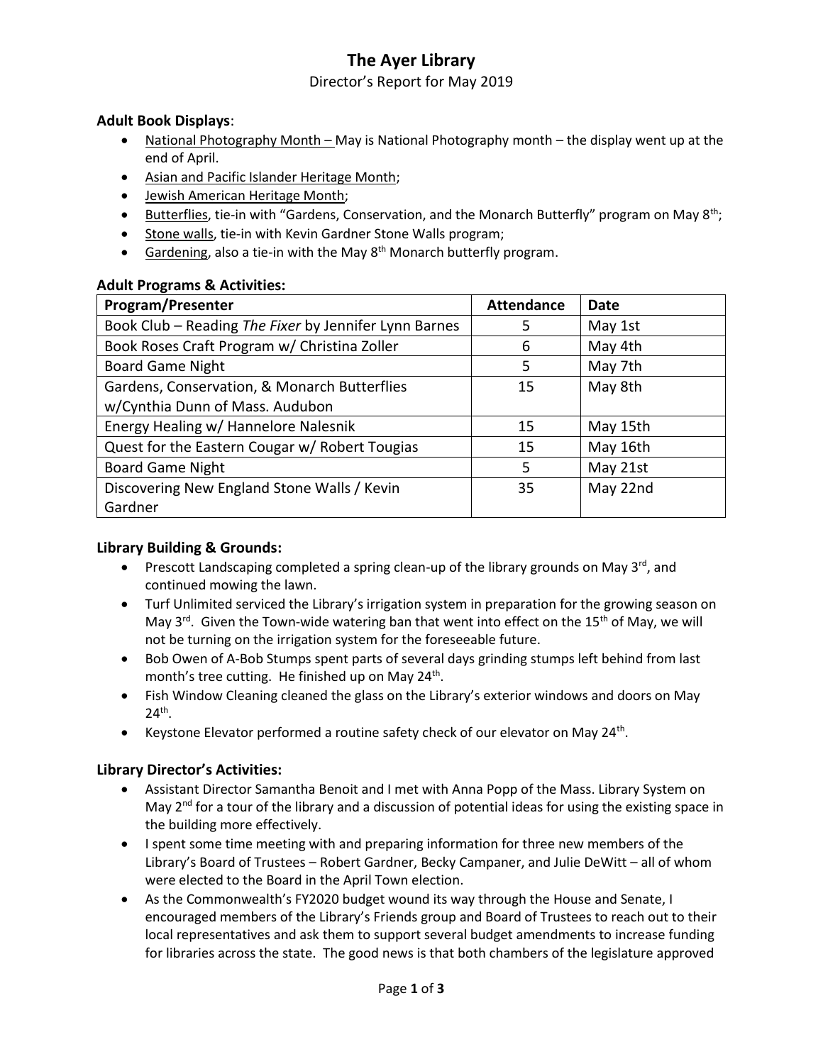# The Ayer Library

Director's Report for May 2019

**Adult Book Displays**:

- National Photography Month – May is National Photography month – the display went up at the end of April.
- Asian and Pacific Islander Heritage Month;
- Jewish American Heritage Month;
- Butterflies, tie-in with "Gardens, Conservation, and the Monarch Butterfly" program on May 8th;
- Stone walls, tie-in with Kevin Gardner Stone Walls program;
- Gardening, also a tie-in with the May 8th Monarch butterfly program.

**Adult Programs & Activities:**

| Program/Presenter | Attendance | Date |
|---|---|---|
| Book Club – Reading *The Fixer* by Jennifer Lynn Barnes | 5 | May 1st |
| Book Roses Craft Program w/ Christina Zoller | 6 | May 4th |
| Board Game Night | 5 | May 7th |
| Gardens, Conservation, & Monarch Butterflies w/Cynthia Dunn of Mass. Audubon | 15 | May 8th |
| Energy Healing w/ Hannelore Nalesnik | 15 | May 15th |
| Quest for the Eastern Cougar w/ Robert Tougias | 15 | May 16th |
| Board Game Night | 5 | May 21st |
| Discovering New England Stone Walls / Kevin Gardner | 35 | May 22nd |

**Library Building & Grounds:**

- Prescott Landscaping completed a spring clean-up of the library grounds on May 3rd, and continued mowing the lawn.
- Turf Unlimited serviced the Library's irrigation system in preparation for the growing season on May 3rd. Given the Town-wide watering ban that went into effect on the 15th of May, we will not be turning on the irrigation system for the foreseeable future.
- Bob Owen of A-Bob Stumps spent parts of several days grinding stumps left behind from last month's tree cutting. He finished up on May 24th.
- Fish Window Cleaning cleaned the glass on the Library's exterior windows and doors on May 24th.
- Keystone Elevator performed a routine safety check of our elevator on May 24th.

**Library Director's Activities:**

- Assistant Director Samantha Benoit and I met with Anna Popp of the Mass. Library System on May 2nd for a tour of the library and a discussion of potential ideas for using the existing space in the building more effectively.
- I spent some time meeting with and preparing information for three new members of the Library's Board of Trustees – Robert Gardner, Becky Campaner, and Julie DeWitt – all of whom were elected to the Board in the April Town election.
- As the Commonwealth's FY2020 budget wound its way through the House and Senate, I encouraged members of the Library's Friends group and Board of Trustees to reach out to their local representatives and ask them to support several budget amendments to increase funding for libraries across the state. The good news is that both chambers of the legislature approved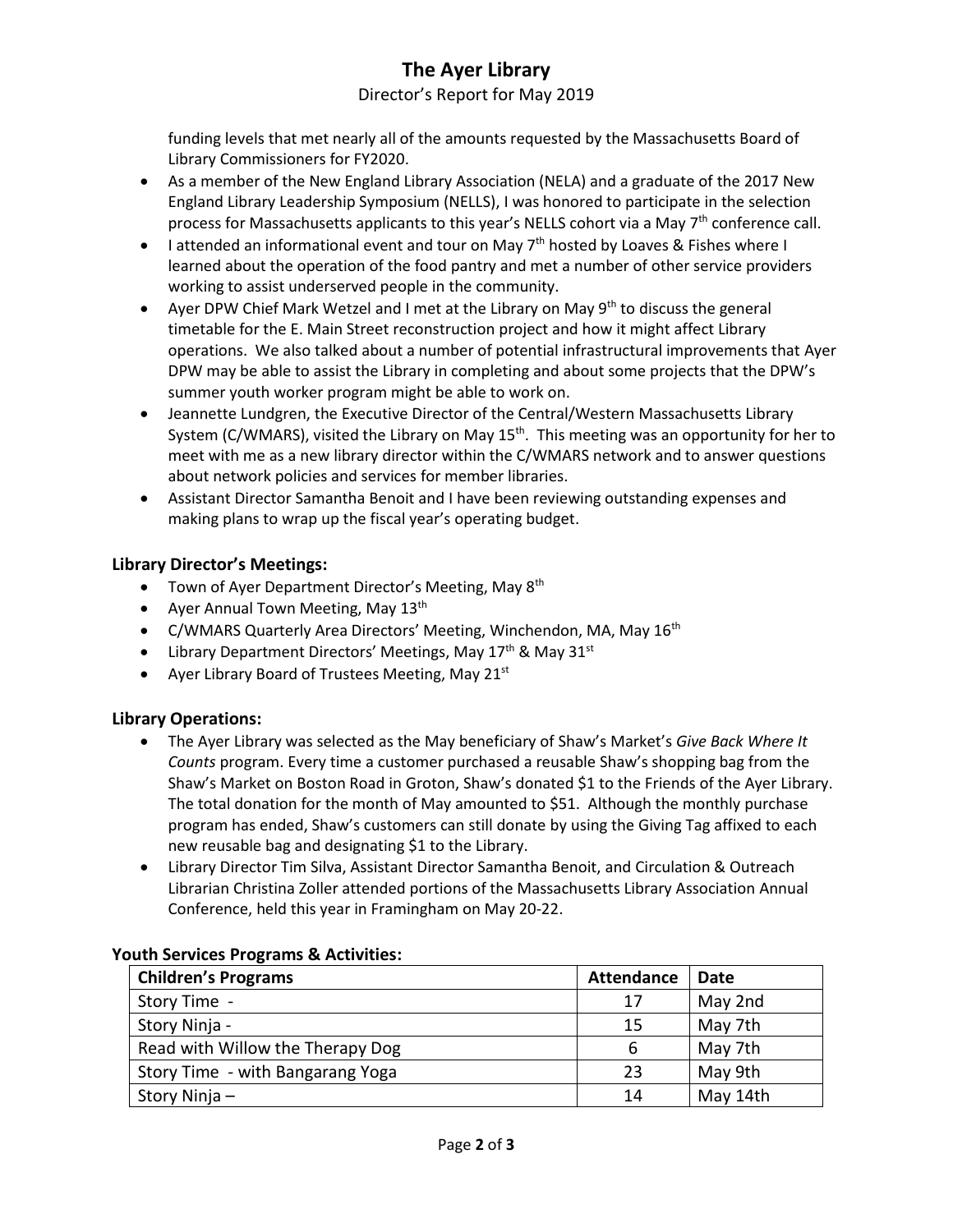funding levels that met nearly all of the amounts requested by the Massachusetts Board of Library Commissioners for FY2020.

- As a member of the New England Library Association (NELA) and a graduate of the 2017 New England Library Leadership Symposium (NELLS), I was honored to participate in the selection process for Massachusetts applicants to this year's NELLS cohort via a May 7th conference call.
- I attended an informational event and tour on May 7th hosted by Loaves & Fishes where I learned about the operation of the food pantry and met a number of other service providers working to assist underserved people in the community.
- Ayer DPW Chief Mark Wetzel and I met at the Library on May 9th to discuss the general timetable for the E. Main Street reconstruction project and how it might affect Library operations. We also talked about a number of potential infrastructural improvements that Ayer DPW may be able to assist the Library in completing and about some projects that the DPW's summer youth worker program might be able to work on.
- Jeannette Lundgren, the Executive Director of the Central/Western Massachusetts Library System (C/WMARS), visited the Library on May 15th. This meeting was an opportunity for her to meet with me as a new library director within the C/WMARS network and to answer questions about network policies and services for member libraries.
- Assistant Director Samantha Benoit and I have been reviewing outstanding expenses and making plans to wrap up the fiscal year's operating budget.

### Library Director's Meetings:

- Town of Ayer Department Director's Meeting, May 8th
- Ayer Annual Town Meeting, May 13th
- C/WMARS Quarterly Area Directors' Meeting, Winchendon, MA, May 16th
- Library Department Directors' Meetings, May 17th & May 31st
- Ayer Library Board of Trustees Meeting, May 21st

### Library Operations:

- The Ayer Library was selected as the May beneficiary of Shaw's Market's *Give Back Where It Counts* program. Every time a customer purchased a reusable Shaw's shopping bag from the Shaw's Market on Boston Road in Groton, Shaw's donated $1 to the Friends of the Ayer Library. The total donation for the month of May amounted to $51. Although the monthly purchase program has ended, Shaw's customers can still donate by using the Giving Tag affixed to each new reusable bag and designating $1 to the Library.
- Library Director Tim Silva, Assistant Director Samantha Benoit, and Circulation & Outreach Librarian Christina Zoller attended portions of the Massachusetts Library Association Annual Conference, held this year in Framingham on May 20-22.

### Youth Services Programs & Activities:

| Children's Programs | Attendance | Date |
|---|---|---|
| Story Time - | 17 | May 2nd |
| Story Ninja - | 15 | May 7th |
| Read with Willow the Therapy Dog | 6 | May 7th |
| Story Time - with Bangarang Yoga | 23 | May 9th |
| Story Ninja – | 14 | May 14th |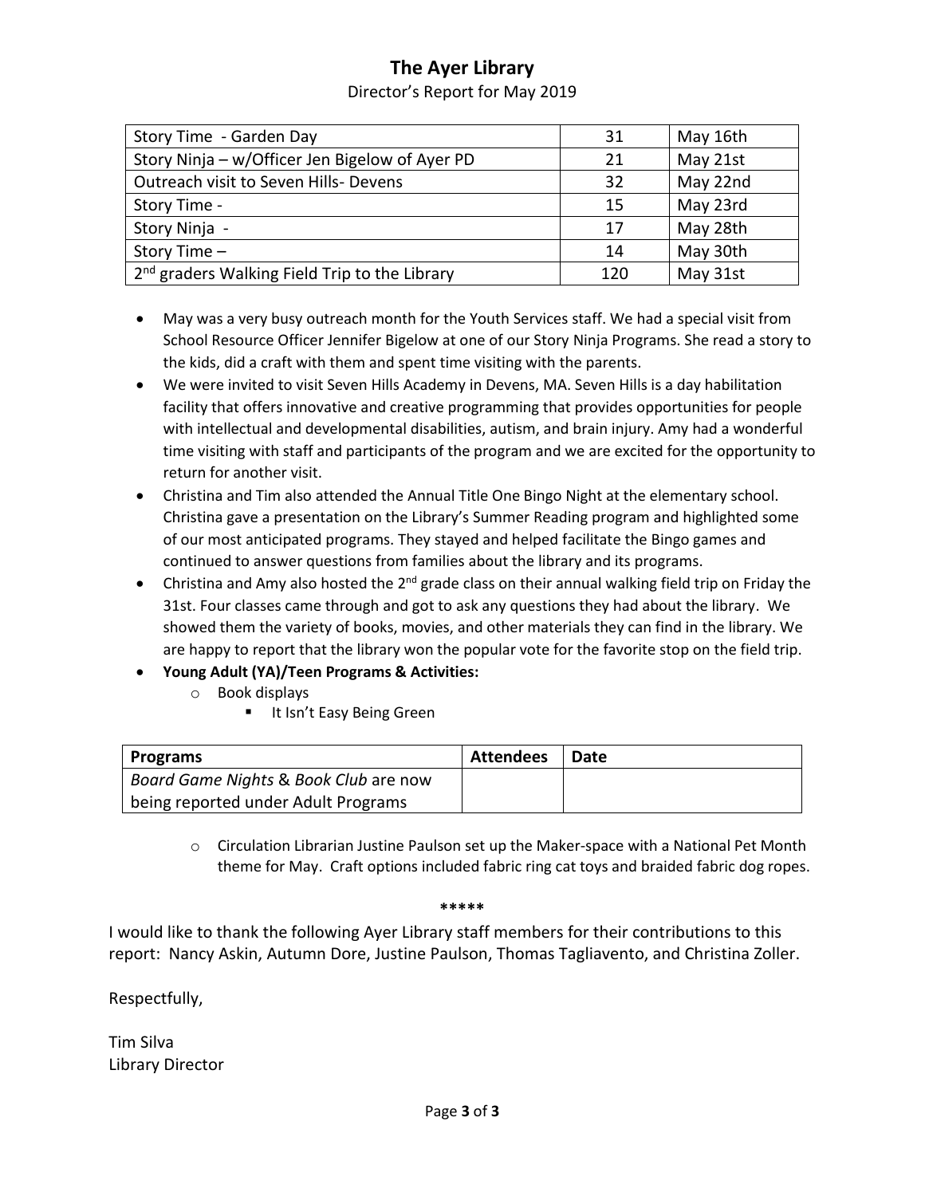# The Ayer Library

Director's Report for May 2019

| | | |
|---|---|---|
| Story Time - Garden Day | 31 | May 16th |
| Story Ninja – w/Officer Jen Bigelow of Ayer PD | 21 | May 21st |
| Outreach visit to Seven Hills- Devens | 32 | May 22nd |
| Story Time - | 15 | May 23rd |
| Story Ninja - | 17 | May 28th |
| Story Time – | 14 | May 30th |
| 2nd graders Walking Field Trip to the Library | 120 | May 31st |

- May was a very busy outreach month for the Youth Services staff. We had a special visit from School Resource Officer Jennifer Bigelow at one of our Story Ninja Programs. She read a story to the kids, did a craft with them and spent time visiting with the parents.
- We were invited to visit Seven Hills Academy in Devens, MA. Seven Hills is a day habilitation facility that offers innovative and creative programming that provides opportunities for people with intellectual and developmental disabilities, autism, and brain injury. Amy had a wonderful time visiting with staff and participants of the program and we are excited for the opportunity to return for another visit.
- Christina and Tim also attended the Annual Title One Bingo Night at the elementary school. Christina gave a presentation on the Library's Summer Reading program and highlighted some of our most anticipated programs. They stayed and helped facilitate the Bingo games and continued to answer questions from families about the library and its programs.
- Christina and Amy also hosted the 2nd grade class on their annual walking field trip on Friday the 31st. Four classes came through and got to ask any questions they had about the library. We showed them the variety of books, movies, and other materials they can find in the library. We are happy to report that the library won the popular vote for the favorite stop on the field trip.
- **Young Adult (YA)/Teen Programs & Activities:**
    - Book displays
        - It Isn't Easy Being Green

| Programs | Attendees | Date |
|---|---|---|
| *Board Game Nights* & *Book Club* are now being reported under Adult Programs | | |

- Circulation Librarian Justine Paulson set up the Maker-space with a National Pet Month theme for May. Craft options included fabric ring cat toys and braided fabric dog ropes.

*****

I would like to thank the following Ayer Library staff members for their contributions to this report: Nancy Askin, Autumn Dore, Justine Paulson, Thomas Tagliavento, and Christina Zoller.

Respectfully,

Tim Silva
Library Director